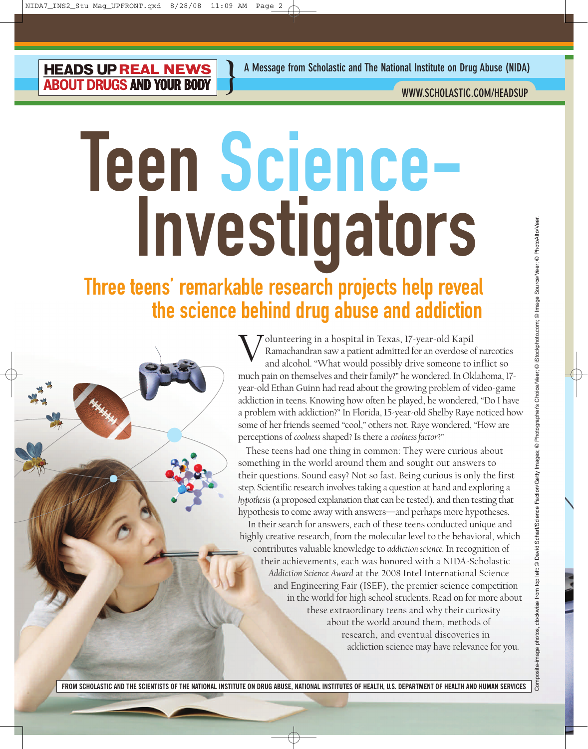HEADS UP REAL NEWS ABOUT DRUGS AND YOUR BODY

A Message from Scholastic and The National Institute on Drug Abuse (NIDA)

WWW.SCHOLASTIC.COM/HEADSUP

# Teen Science-Investigators

## Three teens' remarkable research projects help reveal the science behind drug abuse and addiction

Volunteering in a hospital in Texas, 17-year-old Kapil Ramachandran saw a patient admitted for an overdose of narcotics and alcohol. "What would possibly drive someone to inflict so much pain on themselves and their family?" he wondered. In Oklahoma, 17-year-old Ethan Guinn had read about the growing problem of video-game addiction in teens. Knowing how often he played, he wondered, "Do I have a problem with addiction?" In Florida, 15-year-old Shelby Raye noticed how some of her friends seemed "cool," others not. Raye wondered, "How are perceptions of *coolness* shaped? Is there a *coolness factor*?"

These teens had one thing in common: They were curious about something in the world around them and sought out answers to their questions. Sound easy? Not so fast. Being curious is only the first step. Scientific research involves taking a question at hand and exploring a *hypothesis* (a proposed explanation that can be tested), and then testing that hypothesis to come away with answers—and perhaps more hypotheses.

In their search for answers, each of these teens conducted unique and highly creative research, from the molecular level to the behavioral, which contributes valuable knowledge to *addiction science*. In recognition of their achievements, each was honored with a NIDA-Scholastic *Addiction Science Award* at the 2008 Intel International Science and Engineering Fair (ISEF), the premier science competition in the world for high school students. Read on for more about these extraordinary teens and why their curiosity about the world around them, methods of research, and eventual discoveries in addiction science may have relevance for you.

Composite-image photos, clockwise from top left: © David Scharf/Science Faction/Getty Images; © Photographer's Choice/Veer; © iStockphoto.com; © Image Source/Veer; © PhotoAlto/Veer.

FROM SCHOLASTIC AND THE SCIENTISTS OF THE NATIONAL INSTITUTE ON DRUG ABUSE, NATIONAL INSTITUTES OF HEALTH, U.S. DEPARTMENT OF HEALTH AND HUMAN SERVICES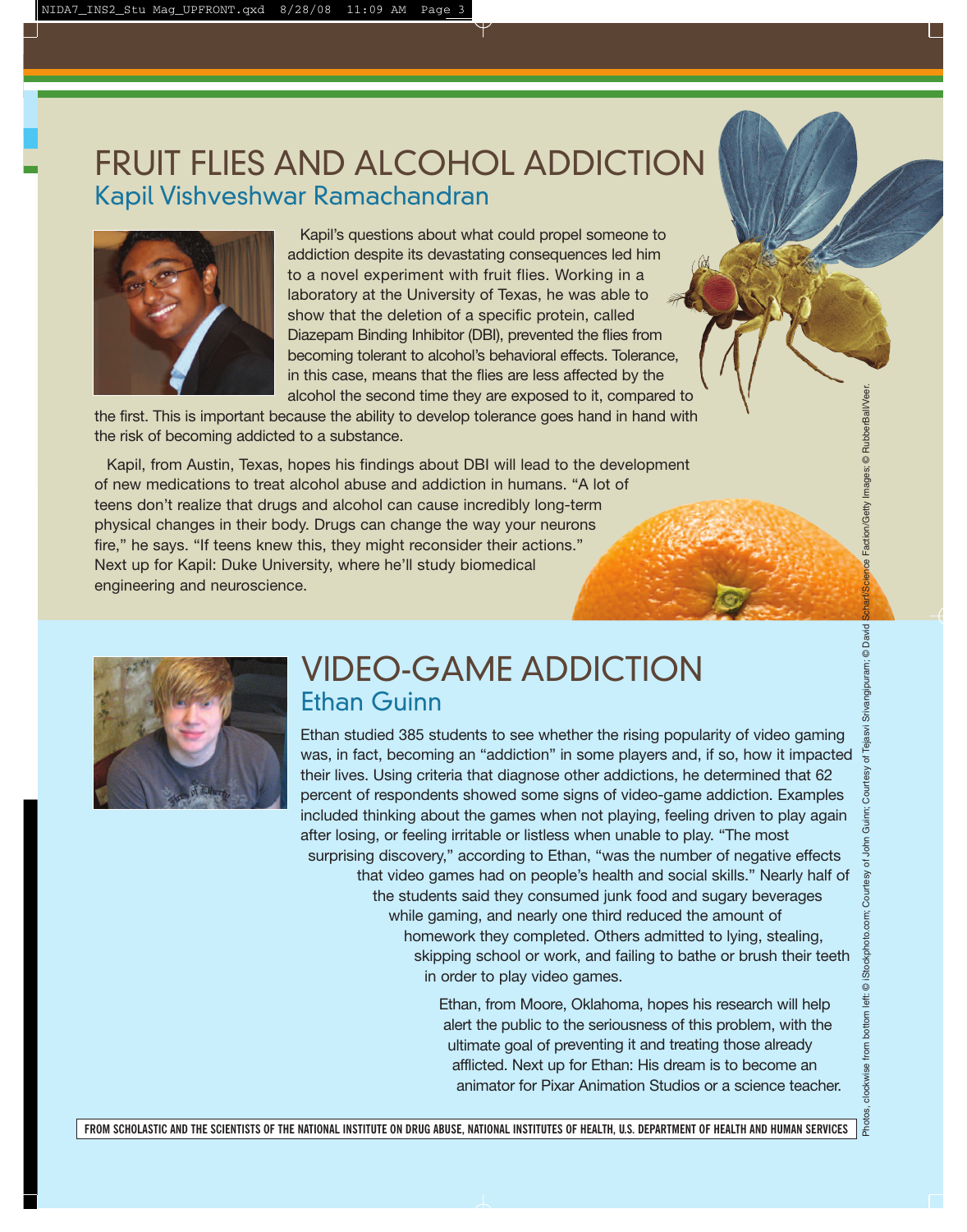# FRUIT FLIES AND ALCOHOL ADDICTION

## Kapil Vishveshwar Ramachandran

Kapil's questions about what could propel someone to addiction despite its devastating consequences led him to a novel experiment with fruit flies. Working in a laboratory at the University of Texas, he was able to show that the deletion of a specific protein, called Diazepam Binding Inhibitor (DBI), prevented the flies from becoming tolerant to alcohol's behavioral effects. Tolerance, in this case, means that the flies are less affected by the alcohol the second time they are exposed to it, compared to the first. This is important because the ability to develop tolerance goes hand in hand with the risk of becoming addicted to a substance.

Kapil, from Austin, Texas, hopes his findings about DBI will lead to the development of new medications to treat alcohol abuse and addiction in humans. "A lot of teens don't realize that drugs and alcohol can cause incredibly long-term physical changes in their body. Drugs can change the way your neurons fire," he says. "If teens knew this, they might reconsider their actions." Next up for Kapil: Duke University, where he'll study biomedical engineering and neuroscience.

# VIDEO-GAME ADDICTION

## Ethan Guinn

Ethan studied 385 students to see whether the rising popularity of video gaming was, in fact, becoming an "addiction" in some players and, if so, how it impacted their lives. Using criteria that diagnose other addictions, he determined that 62 percent of respondents showed some signs of video-game addiction. Examples included thinking about the games when not playing, feeling driven to play again after losing, or feeling irritable or listless when unable to play. "The most surprising discovery," according to Ethan, "was the number of negative effects that video games had on people's health and social skills." Nearly half of the students said they consumed junk food and sugary beverages while gaming, and nearly one third reduced the amount of homework they completed. Others admitted to lying, stealing, skipping school or work, and failing to bathe or brush their teeth in order to play video games.

Ethan, from Moore, Oklahoma, hopes his research will help alert the public to the seriousness of this problem, with the ultimate goal of preventing it and treating those already afflicted. Next up for Ethan: His dream is to become an animator for Pixar Animation Studios or a science teacher.

Photos, clockwise from bottom left: © iStockphoto.com; Courtesy of John Guinn; Courtesy of Tejasvi Srivangipuram; © David Scharf/Science Faction/Getty Images; © RubberBall/Veer.

FROM SCHOLASTIC AND THE SCIENTISTS OF THE NATIONAL INSTITUTE ON DRUG ABUSE, NATIONAL INSTITUTES OF HEALTH, U.S. DEPARTMENT OF HEALTH AND HUMAN SERVICES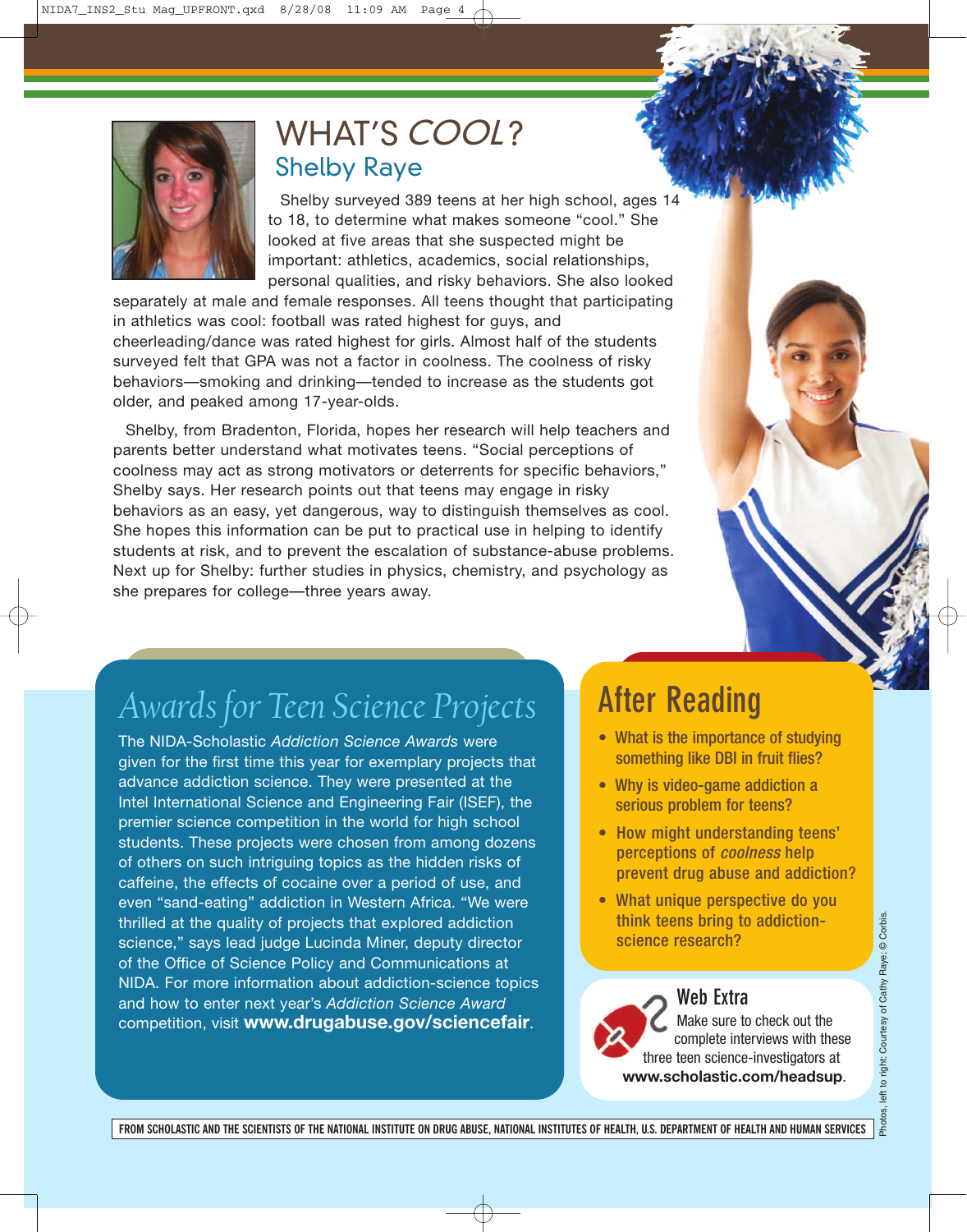# WHAT'S *COOL*?

## Shelby Raye

Shelby surveyed 389 teens at her high school, ages 14 to 18, to determine what makes someone "cool." She looked at five areas that she suspected might be important: athletics, academics, social relationships, personal qualities, and risky behaviors. She also looked separately at male and female responses. All teens thought that participating in athletics was cool: football was rated highest for guys, and cheerleading/dance was rated highest for girls. Almost half of the students surveyed felt that GPA was not a factor in coolness. The coolness of risky behaviors—smoking and drinking—tended to increase as the students got older, and peaked among 17-year-olds.

Shelby, from Bradenton, Florida, hopes her research will help teachers and parents better understand what motivates teens. "Social perceptions of coolness may act as strong motivators or deterrents for specific behaviors," Shelby says. Her research points out that teens may engage in risky behaviors as an easy, yet dangerous, way to distinguish themselves as cool. She hopes this information can be put to practical use in helping to identify students at risk, and to prevent the escalation of substance-abuse problems. Next up for Shelby: further studies in physics, chemistry, and psychology as she prepares for college—three years away.

## *Awards for Teen Science Projects*

The NIDA-Scholastic *Addiction Science Awards* were given for the first time this year for exemplary projects that advance addiction science. They were presented at the Intel International Science and Engineering Fair (ISEF), the premier science competition in the world for high school students. These projects were chosen from among dozens of others on such intriguing topics as the hidden risks of caffeine, the effects of cocaine over a period of use, and even "sand-eating" addiction in Western Africa. "We were thrilled at the quality of projects that explored addiction science," says lead judge Lucinda Miner, deputy director of the Office of Science Policy and Communications at NIDA. For more information about addiction-science topics and how to enter next year's *Addiction Science Award* competition, visit **www.drugabuse.gov/sciencefair**.

## After Reading

- What is the importance of studying something like DBI in fruit flies?
- Why is video-game addiction a serious problem for teens?
- How might understanding teens' perceptions of *coolness* help prevent drug abuse and addiction?
- What unique perspective do you think teens bring to addiction-science research?

### Web Extra

Make sure to check out the complete interviews with these three teen science-investigators at **www.scholastic.com/headsup**.

Photos, left to right: Courtesy of Cathy Raye; © Corbis.

FROM SCHOLASTIC AND THE SCIENTISTS OF THE NATIONAL INSTITUTE ON DRUG ABUSE, NATIONAL INSTITUTES OF HEALTH, U.S. DEPARTMENT OF HEALTH AND HUMAN SERVICES